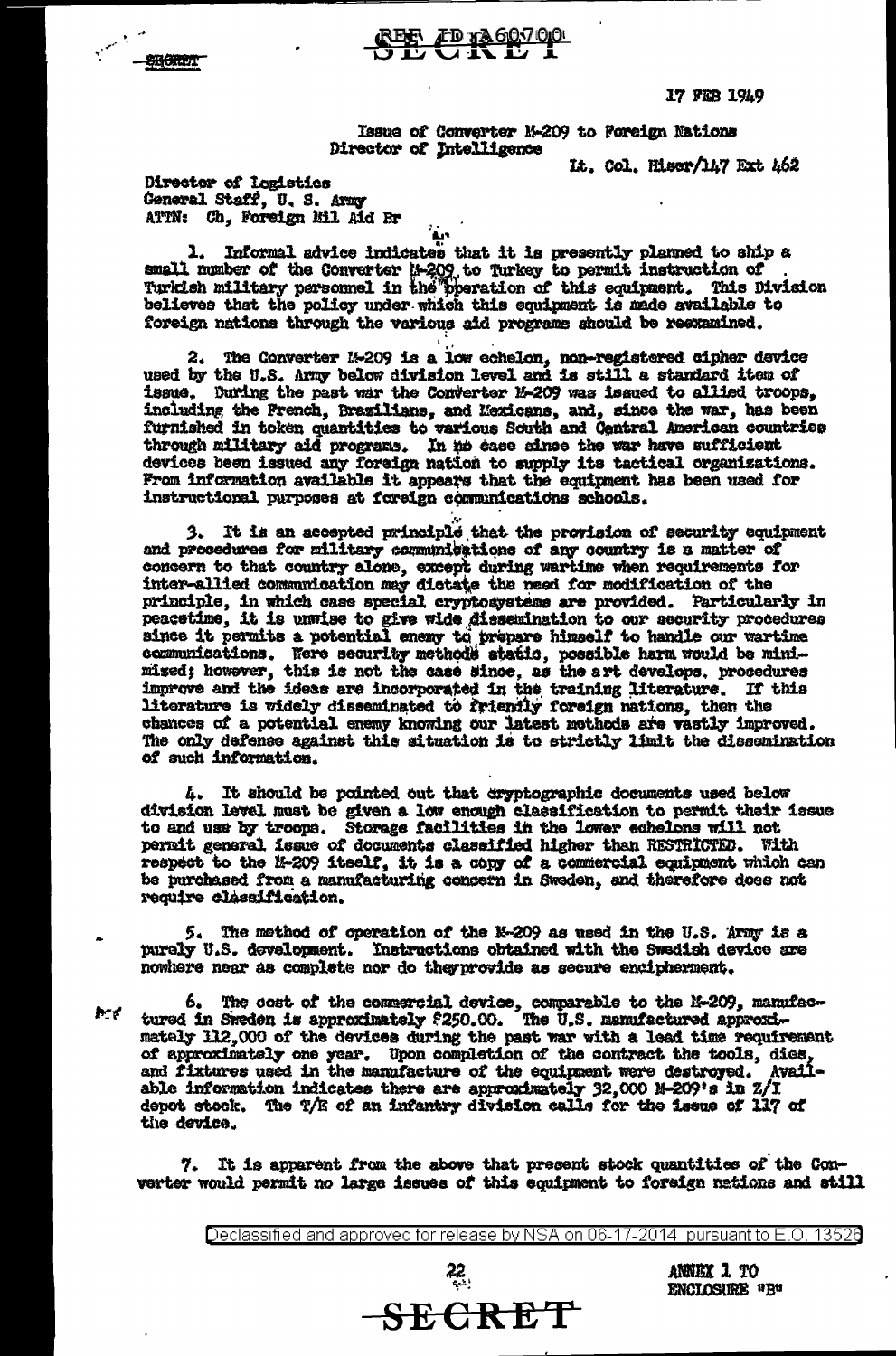SECRET

REF ID:A60700

SECRET

17 FEB 1949

Issue of Converter M-209 to Foreign Nations
Director of Intelligence

Lt. Col. Hiser/147 Ext 462

Director of Logistics
General Staff, U. S. Army
ATTN: Ch, Foreign Mil Aid Br

1. Informal advice indicates that it is presently planned to ship a small number of the Converter M-209 to Turkey to permit instruction of Turkish military personnel in the operation of this equipment. This Division believes that the policy under which this equipment is made available to foreign nations through the various aid programs should be reexamined.

2. The Converter M-209 is a low echelon, non-registered cipher device used by the U.S. Army below division level and is still a standard item of issue. During the past war the Converter M-209 was issued to allied troops, including the French, Brazilians, and Mexicans, and, since the war, has been furnished in token quantities to various South and Central American countries through military aid programs. In no case since the war have sufficient devices been issued any foreign nation to supply its tactical organizations. From information available it appears that the equipment has been used for instructional purposes at foreign communications schools.

3. It is an accepted principle that the provision of security equipment and procedures for military communications of any country is a matter of concern to that country alone, except during wartime when requirements for inter-allied communication may dictate the need for modification of the principle, in which case special cryptosystems are provided. Particularly in peacetime, it is unwise to give wide dissemination to our security procedures since it permits a potential enemy to prepare himself to handle our wartime communications. Were security methods static, possible harm would be minimized; however, this is not the case since, as the art develops, procedures improve and the ideas are incorporated in the training literature. If this literature is widely disseminated to friendly foreign nations, then the chances of a potential enemy knowing our latest methods are vastly improved. The only defense against this situation is to strictly limit the dissemination of such information.

4. It should be pointed out that cryptographic documents used below division level must be given a low enough classification to permit their issue to and use by troops. Storage facilities in the lower echelons will not permit general issue of documents classified higher than RESTRICTED. With respect to the M-209 itself, it is a copy of a commercial equipment which can be purchased from a manufacturing concern in Sweden, and therefore does not require classification.

5. The method of operation of the M-209 as used in the U.S. Army is a purely U.S. development. Instructions obtained with the Swedish device are nowhere near as complete nor do they provide as secure encipherment.

6. The cost of the commercial device, comparable to the M-209, manufactured in Sweden is approximately $250.00. The U.S. manufactured approximately 112,000 of the devices during the past war with a lead time requirement of approximately one year. Upon completion of the contract the tools, dies, and fixtures used in the manufacture of the equipment were destroyed. Available information indicates there are approximately 32,000 M-209's in Z/I depot stock. The T/E of an infantry division calls for the issue of 117 of the device.

7. It is apparent from the above that present stock quantities of the Converter would permit no large issues of this equipment to foreign nations and still

Declassified and approved for release by NSA on 06-17-2014 pursuant to E.O. 13526

22

SECRET

ANNEX 1 TO
ENCLOSURE "B"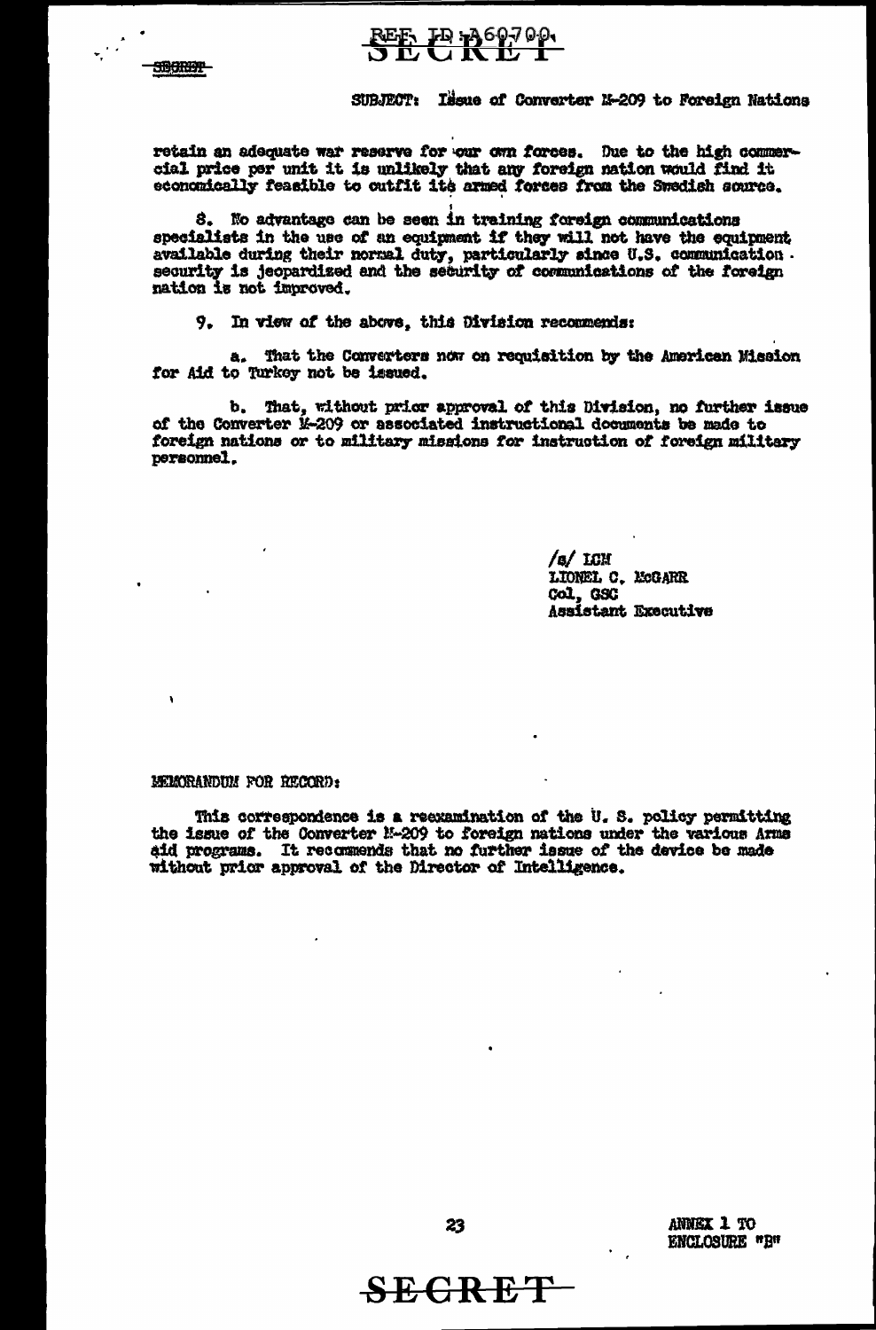REF ID:A60700

SECRET

SUBJECT: Issue of Converter M-209 to Foreign Nations

retain an adequate war reserve for our own forces. Due to the high commercial price per unit it is unlikely that any foreign nation would find it economically feasible to outfit its armed forces from the Swedish source.

8. No advantage can be seen in training foreign communications specialists in the use of an equipment if they will not have the equipment available during their normal duty, particularly since U.S. communication security is jeopardized and the security of communications of the foreign nation is not improved.

9. In view of the above, this Division recommends:

a. That the Converters now on requisition by the American Mission for Aid to Turkey not be issued.

b. That, without prior approval of this Division, no further issue of the Converter M-209 or associated instructional documents be made to foreign nations or to military missions for instruction of foreign military personnel.

/s/ LCM
LIONEL C. McGARR
Col, GSC
Assistant Executive

MEMORANDUM FOR RECORD:

This correspondence is a reexamination of the U. S. policy permitting the issue of the Converter M-209 to foreign nations under the various Arms aid programs. It recommends that no further issue of the device be made without prior approval of the Director of Intelligence.

ANNEX 1 TO
ENCLOSURE "B"

SECRET